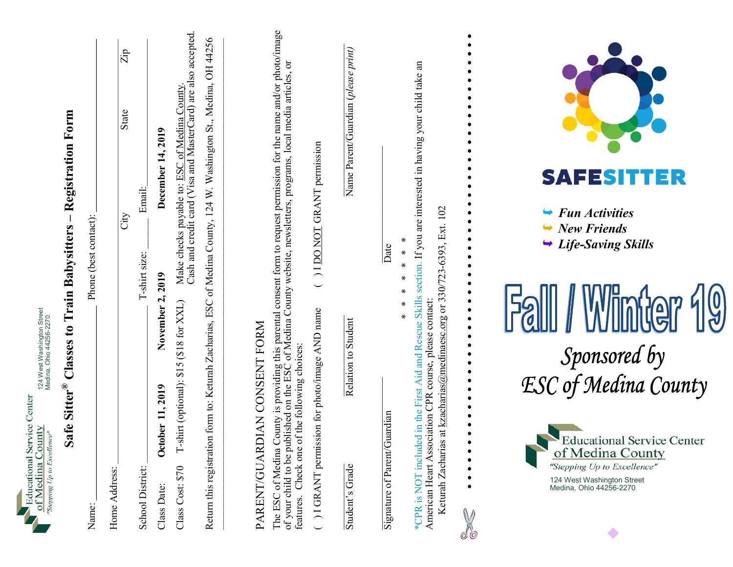Educational Service Center of Medina County
"Stepping Up to Excellence"
124 West Washington Street
Medina, Ohio 44256-2270

# Safe Sitter® Classes to Train Babysitters – Registration Form

Name: ______________________ Phone (best contact): ______________________

Home Address: ______________________ City ________ State ________ Zip ________

School District: ______________ T-shirt size: ________ Email: ______________________

Class Date: **October 11, 2019** **November 2, 2019** **December 14, 2019**

Class Cost: $70 T-shirt (optional): $15 ($18 for XXL) Make checks payable to: ESC of Medina County. Cash and credit card (Visa and MasterCard) are also accepted.

Return this registration form to: Keturah Zacharias, ESC of Medina County, 124 W. Washington St., Medina, OH 44256

## PARENT/GUARDIAN CONSENT FORM

The ESC of Medina County is providing this parental consent form to request permission for the name and/or photo/image of your child to be published on the ESC of Medina County website, newsletters, programs, local media articles, or features. Check one of the following choices:

( ) I GRANT permission for photo/image AND name ( ) I DO NOT GRANT permission

Student's Grade ______ Relation to Student ______ Name Parent/Guardian (*please print*) ______

Signature of Parent/Guardian ______ Date ______

\* \* \* \* \* \* \* \*

*CPR is NOT included in the First Aid and Rescue Skills section. If you are interested in having your child take an American Heart Association CPR course, please contact:
Keturah Zacharias at kzacharias@medinaesc.org or 330/723-6393, Ext. 102

SAFESITTER

- ***Fun Activities***
- ***New Friends***
- ***Life-Saving Skills***

# Fall / Winter 19

*Sponsored by*
*ESC of Medina County*

Educational Service Center of Medina County
"Stepping Up to Excellence"
124 West Washington Street
Medina, Ohio 44256-2270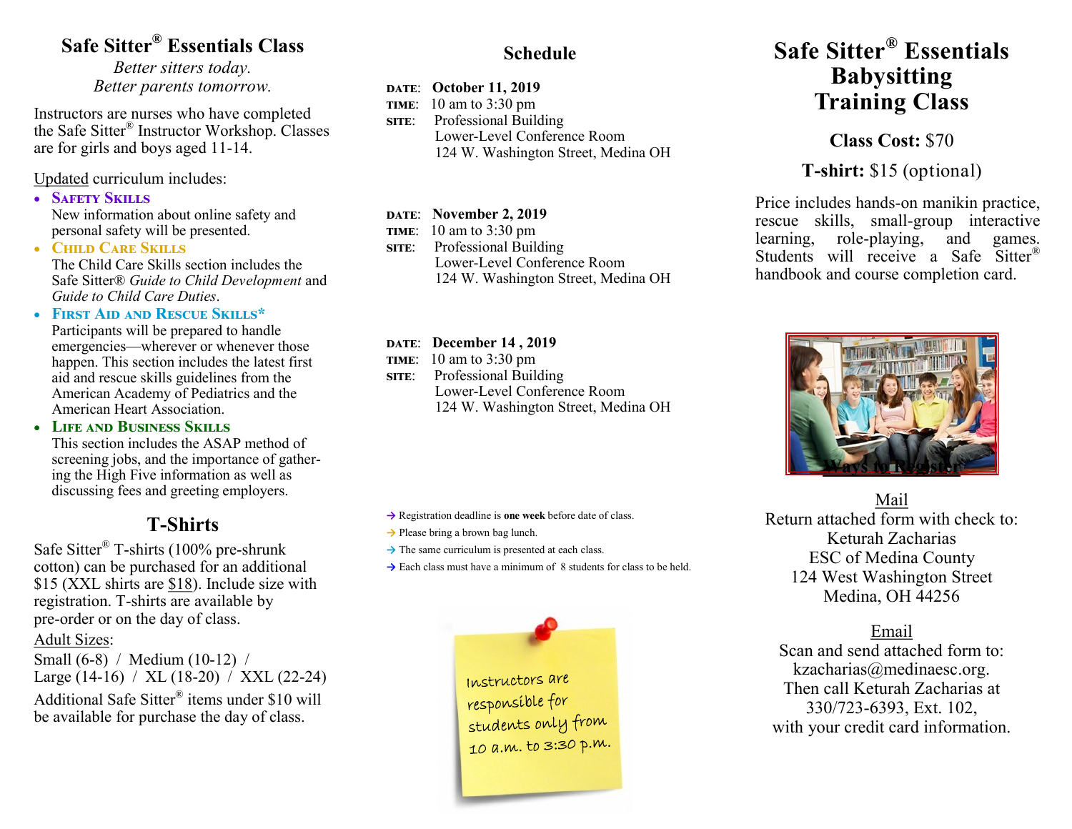# Safe Sitter® Essentials Class

*Better sitters today.*
*Better parents tomorrow.*

Instructors are nurses who have completed the Safe Sitter® Instructor Workshop. Classes are for girls and boys aged 11-14.

Updated curriculum includes:

- **SAFETY SKILLS**
  New information about online safety and personal safety will be presented.
- **CHILD CARE SKILLS**
  The Child Care Skills section includes the Safe Sitter® *Guide to Child Development* and *Guide to Child Care Duties*.
- **FIRST AID AND RESCUE SKILLS***
  Participants will be prepared to handle emergencies—wherever or whenever those happen. This section includes the latest first aid and rescue skills guidelines from the American Academy of Pediatrics and the American Heart Association.
- **LIFE AND BUSINESS SKILLS**
  This section includes the ASAP method of screening jobs, and the importance of gathering the High Five information as well as discussing fees and greeting employers.

## T-Shirts

Safe Sitter® T-shirts (100% pre-shrunk cotton) can be purchased for an additional $15 (XXL shirts are $18). Include size with registration. T-shirts are available by pre-order or on the day of class.

Adult Sizes:

Small (6-8) / Medium (10-12) /
Large (14-16) / XL (18-20) / XXL (22-24)

Additional Safe Sitter® items under $10 will be available for purchase the day of class.

## Schedule

**DATE:** **October 11, 2019**
**TIME:** 10 am to 3:30 pm
**SITE:** Professional Building
Lower-Level Conference Room
124 W. Washington Street, Medina OH

**DATE:** **November 2, 2019**
**TIME:** 10 am to 3:30 pm
**SITE:** Professional Building
Lower-Level Conference Room
124 W. Washington Street, Medina OH

**DATE:** **December 14 , 2019**
**TIME:** 10 am to 3:30 pm
**SITE:** Professional Building
Lower-Level Conference Room
124 W. Washington Street, Medina OH

→ Registration deadline is **one week** before date of class.
→ Please bring a brown bag lunch.
→ The same curriculum is presented at each class.
→ Each class must have a minimum of 8 students for class to be held.

Instructors are responsible for students only from 10 a.m. to 3:30 p.m.

# Safe Sitter® Essentials Babysitting Training Class

**Class Cost:** $70

**T-shirt:** $15 (optional)

Price includes hands-on manikin practice, rescue skills, small-group interactive learning, role-playing, and games. Students will receive a Safe Sitter® handbook and course completion card.

## Ways to Register

Mail
Return attached form with check to:
Keturah Zacharias
ESC of Medina County
124 West Washington Street
Medina, OH 44256

Email
Scan and send attached form to:
kzacharias@medinaesc.org.
Then call Keturah Zacharias at
330/723-6393, Ext. 102,
with your credit card information.